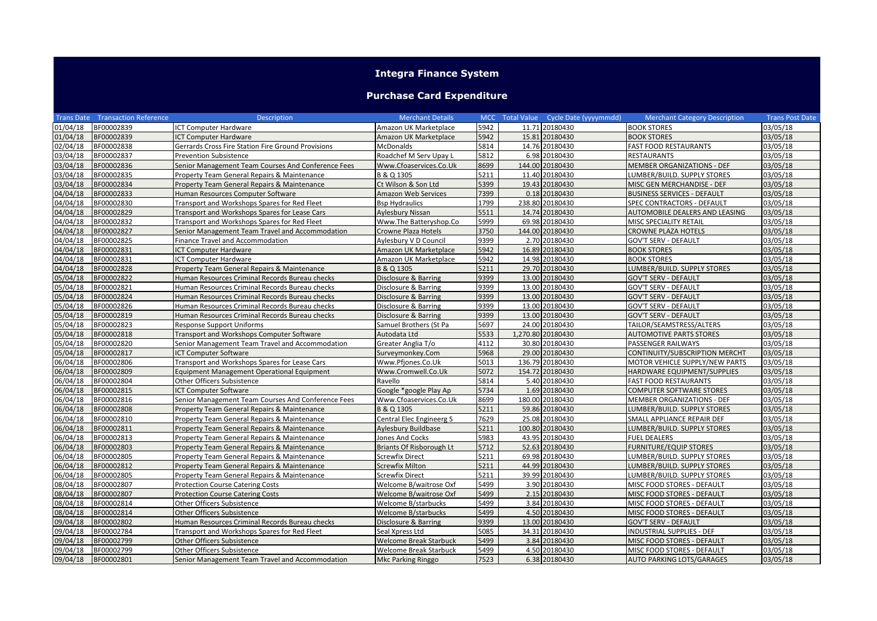# Integra Finance System

## Purchase Card Expenditure

| Trans Date | Transaction Reference | Description | Merchant Details | MCC | Total Value | Cycle Date (yyyymmdd) | Merchant Category Description | Trans Post Date |
|---|---|---|---|---|---|---|---|---|
| 01/04/18 | BF00002839 | ICT Computer Hardware | Amazon UK Marketplace | 5942 | 11.71 | 20180430 | BOOK STORES | 03/05/18 |
| 01/04/18 | BF00002839 | ICT Computer Hardware | Amazon UK Marketplace | 5942 | 15.81 | 20180430 | BOOK STORES | 03/05/18 |
| 02/04/18 | BF00002838 | Gerrards Cross Fire Station Fire Ground Provisions | McDonalds | 5814 | 14.76 | 20180430 | FAST FOOD RESTAURANTS | 03/05/18 |
| 03/04/18 | BF00002837 | Prevention Subsistence | Roadchef M Serv Upay L | 5812 | 6.98 | 20180430 | RESTAURANTS | 03/05/18 |
| 03/04/18 | BF00002836 | Senior Management Team Courses And Conference Fees | Www.Cfoaservices.Co.Uk | 8699 | 144.00 | 20180430 | MEMBER ORGANIZATIONS - DEF | 03/05/18 |
| 03/04/18 | BF00002835 | Property Team General Repairs & Maintenance | B & Q 1305 | 5211 | 11.40 | 20180430 | LUMBER/BUILD. SUPPLY STORES | 03/05/18 |
| 03/04/18 | BF00002834 | Property Team General Repairs & Maintenance | Ct Wilson & Son Ltd | 5399 | 19.43 | 20180430 | MISC GEN MERCHANDISE - DEF | 03/05/18 |
| 04/04/18 | BF00002833 | Human Resources Computer Software | Amazon Web Services | 7399 | 0.18 | 20180430 | BUSINESS SERVICES - DEFAULT | 03/05/18 |
| 04/04/18 | BF00002830 | Transport and Workshops Spares for Red Fleet | Bsp Hydraulics | 1799 | 238.80 | 20180430 | SPEC CONTRACTORS - DEFAULT | 03/05/18 |
| 04/04/18 | BF00002829 | Transport and Workshops Spares for Lease Cars | Aylesbury Nissan | 5511 | 14.74 | 20180430 | AUTOMOBILE DEALERS AND LEASING | 03/05/18 |
| 04/04/18 | BF00002832 | Transport and Workshops Spares for Red Fleet | Www.The Batteryshop.Co | 5999 | 69.98 | 20180430 | MISC SPECIALITY RETAIL | 03/05/18 |
| 04/04/18 | BF00002827 | Senior Management Team Travel and Accommodation | Crowne Plaza Hotels | 3750 | 144.00 | 20180430 | CROWNE PLAZA HOTELS | 03/05/18 |
| 04/04/18 | BF00002825 | Finance Travel and Accommodation | Aylesbury V D Council | 9399 | 2.70 | 20180430 | GOV'T SERV - DEFAULT | 03/05/18 |
| 04/04/18 | BF00002831 | ICT Computer Hardware | Amazon UK Marketplace | 5942 | 16.89 | 20180430 | BOOK STORES | 03/05/18 |
| 04/04/18 | BF00002831 | ICT Computer Hardware | Amazon UK Marketplace | 5942 | 14.98 | 20180430 | BOOK STORES | 03/05/18 |
| 04/04/18 | BF00002828 | Property Team General Repairs & Maintenance | B & Q 1305 | 5211 | 29.70 | 20180430 | LUMBER/BUILD. SUPPLY STORES | 03/05/18 |
| 05/04/18 | BF00002822 | Human Resources Criminal Records Bureau checks | Disclosure & Barring | 9399 | 13.00 | 20180430 | GOV'T SERV - DEFAULT | 03/05/18 |
| 05/04/18 | BF00002821 | Human Resources Criminal Records Bureau checks | Disclosure & Barring | 9399 | 13.00 | 20180430 | GOV'T SERV - DEFAULT | 03/05/18 |
| 05/04/18 | BF00002824 | Human Resources Criminal Records Bureau checks | Disclosure & Barring | 9399 | 13.00 | 20180430 | GOV'T SERV - DEFAULT | 03/05/18 |
| 05/04/18 | BF00002826 | Human Resources Criminal Records Bureau checks | Disclosure & Barring | 9399 | 13.00 | 20180430 | GOV'T SERV - DEFAULT | 03/05/18 |
| 05/04/18 | BF00002819 | Human Resources Criminal Records Bureau checks | Disclosure & Barring | 9399 | 13.00 | 20180430 | GOV'T SERV - DEFAULT | 03/05/18 |
| 05/04/18 | BF00002823 | Response Support Uniforms | Samuel Brothers (St Pa | 5697 | 24.00 | 20180430 | TAILOR/SEAMSTRESS/ALTERS | 03/05/18 |
| 05/04/18 | BF00002818 | Transport and Workshops Computer Software | Autodata Ltd | 5533 | 1,270.80 | 20180430 | AUTOMOTIVE PARTS STORES | 03/05/18 |
| 05/04/18 | BF00002820 | Senior Management Team Travel and Accommodation | Greater Anglia T/o | 4112 | 30.80 | 20180430 | PASSENGER RAILWAYS | 03/05/18 |
| 05/04/18 | BF00002817 | ICT Computer Software | Surveymonkey.Com | 5968 | 29.00 | 20180430 | CONTINUITY/SUBSCRIPTION MERCHT | 03/05/18 |
| 06/04/18 | BF00002806 | Transport and Workshops Spares for Lease Cars | Www.Pfjones.Co.Uk | 5013 | 136.79 | 20180430 | MOTOR VEHICLE SUPPLY/NEW PARTS | 03/05/18 |
| 06/04/18 | BF00002809 | Equipment Management Operational Equipment | Www.Cromwell.Co.Uk | 5072 | 154.72 | 20180430 | HARDWARE EQUIPMENT/SUPPLIES | 03/05/18 |
| 06/04/18 | BF00002804 | Other Officers Subsistence | Ravello | 5814 | 5.40 | 20180430 | FAST FOOD RESTAURANTS | 03/05/18 |
| 06/04/18 | BF00002815 | ICT Computer Software | Google *google Play Ap | 5734 | 1.69 | 20180430 | COMPUTER SOFTWARE STORES | 03/05/18 |
| 06/04/18 | BF00002816 | Senior Management Team Courses And Conference Fees | Www.Cfoaservices.Co.Uk | 8699 | 180.00 | 20180430 | MEMBER ORGANIZATIONS - DEF | 03/05/18 |
| 06/04/18 | BF00002808 | Property Team General Repairs & Maintenance | B & Q 1305 | 5211 | 59.86 | 20180430 | LUMBER/BUILD. SUPPLY STORES | 03/05/18 |
| 06/04/18 | BF00002810 | Property Team General Repairs & Maintenance | Central Elec Engineerg S | 7629 | 25.08 | 20180430 | SMALL APPLIANCE REPAIR DEF | 03/05/18 |
| 06/04/18 | BF00002811 | Property Team General Repairs & Maintenance | Aylesbury Buildbase | 5211 | 100.80 | 20180430 | LUMBER/BUILD. SUPPLY STORES | 03/05/18 |
| 06/04/18 | BF00002813 | Property Team General Repairs & Maintenance | Jones And Cocks | 5983 | 43.95 | 20180430 | FUEL DEALERS | 03/05/18 |
| 06/04/18 | BF00002803 | Property Team General Repairs & Maintenance | Briants Of Risborough Lt | 5712 | 52.63 | 20180430 | FURNITURE/EQUIP STORES | 03/05/18 |
| 06/04/18 | BF00002805 | Property Team General Repairs & Maintenance | Screwfix Direct | 5211 | 69.98 | 20180430 | LUMBER/BUILD. SUPPLY STORES | 03/05/18 |
| 06/04/18 | BF00002812 | Property Team General Repairs & Maintenance | Screwfix Milton | 5211 | 44.99 | 20180430 | LUMBER/BUILD. SUPPLY STORES | 03/05/18 |
| 06/04/18 | BF00002805 | Property Team General Repairs & Maintenance | Screwfix Direct | 5211 | 39.99 | 20180430 | LUMBER/BUILD. SUPPLY STORES | 03/05/18 |
| 08/04/18 | BF00002807 | Protection Course Catering Costs | Welcome B/waitrose Oxf | 5499 | 3.90 | 20180430 | MISC FOOD STORES - DEFAULT | 03/05/18 |
| 08/04/18 | BF00002807 | Protection Course Catering Costs | Welcome B/waitrose Oxf | 5499 | 2.15 | 20180430 | MISC FOOD STORES - DEFAULT | 03/05/18 |
| 08/04/18 | BF00002814 | Other Officers Subsistence | Welcome B/starbucks | 5499 | 3.84 | 20180430 | MISC FOOD STORES - DEFAULT | 03/05/18 |
| 08/04/18 | BF00002814 | Other Officers Subsistence | Welcome B/starbucks | 5499 | 4.50 | 20180430 | MISC FOOD STORES - DEFAULT | 03/05/18 |
| 09/04/18 | BF00002802 | Human Resources Criminal Records Bureau checks | Disclosure & Barring | 9399 | 13.00 | 20180430 | GOV'T SERV - DEFAULT | 03/05/18 |
| 09/04/18 | BF00002784 | Transport and Workshops Spares for Red Fleet | Seal Xpress Ltd | 5085 | 34.31 | 20180430 | INDUSTRIAL SUPPLIES - DEF | 03/05/18 |
| 09/04/18 | BF00002799 | Other Officers Subsistence | Welcome Break Starbuck | 5499 | 3.84 | 20180430 | MISC FOOD STORES - DEFAULT | 03/05/18 |
| 09/04/18 | BF00002799 | Other Officers Subsistence | Welcome Break Starbuck | 5499 | 4.50 | 20180430 | MISC FOOD STORES - DEFAULT | 03/05/18 |
| 09/04/18 | BF00002801 | Senior Management Team Travel and Accommodation | Mkc Parking Ringgo | 7523 | 6.38 | 20180430 | AUTO PARKING LOTS/GARAGES | 03/05/18 |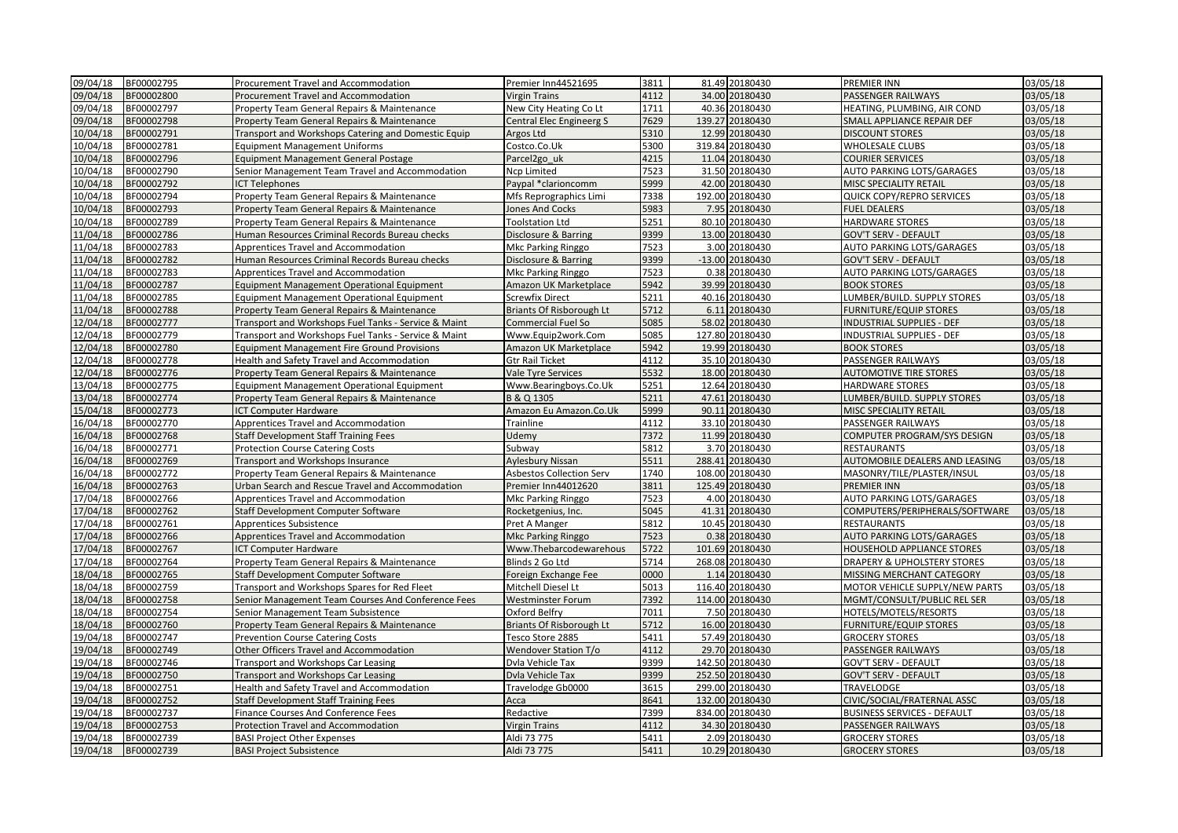| 09/04/18 | BF00002795 | Procurement Travel and Accommodation | Premier Inn44521695 | 3811 | 81.49 | 20180430 | PREMIER INN | 03/05/18 |
|---|---|---|---|---|---|---|---|---|
| 09/04/18 | BF00002800 | Procurement Travel and Accommodation | Virgin Trains | 4112 | 34.00 | 20180430 | PASSENGER RAILWAYS | 03/05/18 |
| 09/04/18 | BF00002797 | Property Team General Repairs & Maintenance | New City Heating Co Lt | 1711 | 40.36 | 20180430 | HEATING, PLUMBING, AIR COND | 03/05/18 |
| 09/04/18 | BF00002798 | Property Team General Repairs & Maintenance | Central Elec Engineerg S | 7629 | 139.27 | 20180430 | SMALL APPLIANCE REPAIR DEF | 03/05/18 |
| 10/04/18 | BF00002791 | Transport and Workshops Catering and Domestic Equip | Argos Ltd | 5310 | 12.99 | 20180430 | DISCOUNT STORES | 03/05/18 |
| 10/04/18 | BF00002781 | Equipment Management Uniforms | Costco.Co.Uk | 5300 | 319.84 | 20180430 | WHOLESALE CLUBS | 03/05/18 |
| 10/04/18 | BF00002796 | Equipment Management General Postage | Parcel2go_uk | 4215 | 11.04 | 20180430 | COURIER SERVICES | 03/05/18 |
| 10/04/18 | BF00002790 | Senior Management Team Travel and Accommodation | Ncp Limited | 7523 | 31.50 | 20180430 | AUTO PARKING LOTS/GARAGES | 03/05/18 |
| 10/04/18 | BF00002792 | ICT Telephones | Paypal *clarioncomm | 5999 | 42.00 | 20180430 | MISC SPECIALITY RETAIL | 03/05/18 |
| 10/04/18 | BF00002794 | Property Team General Repairs & Maintenance | Mfs Reprographics Limi | 7338 | 192.00 | 20180430 | QUICK COPY/REPRO SERVICES | 03/05/18 |
| 10/04/18 | BF00002793 | Property Team General Repairs & Maintenance | Jones And Cocks | 5983 | 7.95 | 20180430 | FUEL DEALERS | 03/05/18 |
| 10/04/18 | BF00002789 | Property Team General Repairs & Maintenance | Toolstation Ltd | 5251 | 80.10 | 20180430 | HARDWARE STORES | 03/05/18 |
| 11/04/18 | BF00002786 | Human Resources Criminal Records Bureau checks | Disclosure & Barring | 9399 | 13.00 | 20180430 | GOV'T SERV - DEFAULT | 03/05/18 |
| 11/04/18 | BF00002783 | Apprentices Travel and Accommodation | Mkc Parking Ringgo | 7523 | 3.00 | 20180430 | AUTO PARKING LOTS/GARAGES | 03/05/18 |
| 11/04/18 | BF00002782 | Human Resources Criminal Records Bureau checks | Disclosure & Barring | 9399 | -13.00 | 20180430 | GOV'T SERV - DEFAULT | 03/05/18 |
| 11/04/18 | BF00002783 | Apprentices Travel and Accommodation | Mkc Parking Ringgo | 7523 | 0.38 | 20180430 | AUTO PARKING LOTS/GARAGES | 03/05/18 |
| 11/04/18 | BF00002787 | Equipment Management Operational Equipment | Amazon UK Marketplace | 5942 | 39.99 | 20180430 | BOOK STORES | 03/05/18 |
| 11/04/18 | BF00002785 | Equipment Management Operational Equipment | Screwfix Direct | 5211 | 40.16 | 20180430 | LUMBER/BUILD. SUPPLY STORES | 03/05/18 |
| 11/04/18 | BF00002788 | Property Team General Repairs & Maintenance | Briants Of Risborough Lt | 5712 | 6.11 | 20180430 | FURNITURE/EQUIP STORES | 03/05/18 |
| 12/04/18 | BF00002777 | Transport and Workshops Fuel Tanks - Service & Maint | Commercial Fuel So | 5085 | 58.02 | 20180430 | INDUSTRIAL SUPPLIES - DEF | 03/05/18 |
| 12/04/18 | BF00002779 | Transport and Workshops Fuel Tanks - Service & Maint | Www.Equip2work.Com | 5085 | 127.80 | 20180430 | INDUSTRIAL SUPPLIES - DEF | 03/05/18 |
| 12/04/18 | BF00002780 | Equipment Management Fire Ground Provisions | Amazon UK Marketplace | 5942 | 19.99 | 20180430 | BOOK STORES | 03/05/18 |
| 12/04/18 | BF00002778 | Health and Safety Travel and Accommodation | Gtr Rail Ticket | 4112 | 35.10 | 20180430 | PASSENGER RAILWAYS | 03/05/18 |
| 12/04/18 | BF00002776 | Property Team General Repairs & Maintenance | Vale Tyre Services | 5532 | 18.00 | 20180430 | AUTOMOTIVE TIRE STORES | 03/05/18 |
| 13/04/18 | BF00002775 | Equipment Management Operational Equipment | Www.Bearingboys.Co.Uk | 5251 | 12.64 | 20180430 | HARDWARE STORES | 03/05/18 |
| 13/04/18 | BF00002774 | Property Team General Repairs & Maintenance | B & Q 1305 | 5211 | 47.61 | 20180430 | LUMBER/BUILD. SUPPLY STORES | 03/05/18 |
| 15/04/18 | BF00002773 | ICT Computer Hardware | Amazon Eu Amazon.Co.Uk | 5999 | 90.11 | 20180430 | MISC SPECIALITY RETAIL | 03/05/18 |
| 16/04/18 | BF00002770 | Apprentices Travel and Accommodation | Trainline | 4112 | 33.10 | 20180430 | PASSENGER RAILWAYS | 03/05/18 |
| 16/04/18 | BF00002768 | Staff Development Staff Training Fees | Udemy | 7372 | 11.99 | 20180430 | COMPUTER PROGRAM/SYS DESIGN | 03/05/18 |
| 16/04/18 | BF00002771 | Protection Course Catering Costs | Subway | 5812 | 3.70 | 20180430 | RESTAURANTS | 03/05/18 |
| 16/04/18 | BF00002769 | Transport and Workshops Insurance | Aylesbury Nissan | 5511 | 288.41 | 20180430 | AUTOMOBILE DEALERS AND LEASING | 03/05/18 |
| 16/04/18 | BF00002772 | Property Team General Repairs & Maintenance | Asbestos Collection Serv | 1740 | 108.00 | 20180430 | MASONRY/TILE/PLASTER/INSUL | 03/05/18 |
| 16/04/18 | BF00002763 | Urban Search and Rescue Travel and Accommodation | Premier Inn44012620 | 3811 | 125.49 | 20180430 | PREMIER INN | 03/05/18 |
| 17/04/18 | BF00002766 | Apprentices Travel and Accommodation | Mkc Parking Ringgo | 7523 | 4.00 | 20180430 | AUTO PARKING LOTS/GARAGES | 03/05/18 |
| 17/04/18 | BF00002762 | Staff Development Computer Software | Rocketgenius, Inc. | 5045 | 41.31 | 20180430 | COMPUTERS/PERIPHERALS/SOFTWARE | 03/05/18 |
| 17/04/18 | BF00002761 | Apprentices Subsistence | Pret A Manger | 5812 | 10.45 | 20180430 | RESTAURANTS | 03/05/18 |
| 17/04/18 | BF00002766 | Apprentices Travel and Accommodation | Mkc Parking Ringgo | 7523 | 0.38 | 20180430 | AUTO PARKING LOTS/GARAGES | 03/05/18 |
| 17/04/18 | BF00002767 | ICT Computer Hardware | Www.Thebarcodewarehous | 5722 | 101.69 | 20180430 | HOUSEHOLD APPLIANCE STORES | 03/05/18 |
| 17/04/18 | BF00002764 | Property Team General Repairs & Maintenance | Blinds 2 Go Ltd | 5714 | 268.08 | 20180430 | DRAPERY & UPHOLSTERY STORES | 03/05/18 |
| 18/04/18 | BF00002765 | Staff Development Computer Software | Foreign Exchange Fee | 0000 | 1.14 | 20180430 | MISSING MERCHANT CATEGORY | 03/05/18 |
| 18/04/18 | BF00002759 | Transport and Workshops Spares for Red Fleet | Mitchell Diesel Lt | 5013 | 116.40 | 20180430 | MOTOR VEHICLE SUPPLY/NEW PARTS | 03/05/18 |
| 18/04/18 | BF00002758 | Senior Management Team Courses And Conference Fees | Westminster Forum | 7392 | 114.00 | 20180430 | MGMT/CONSULT/PUBLIC REL SER | 03/05/18 |
| 18/04/18 | BF00002754 | Senior Management Team Subsistence | Oxford Belfry | 7011 | 7.50 | 20180430 | HOTELS/MOTELS/RESORTS | 03/05/18 |
| 18/04/18 | BF00002760 | Property Team General Repairs & Maintenance | Briants Of Risborough Lt | 5712 | 16.00 | 20180430 | FURNITURE/EQUIP STORES | 03/05/18 |
| 19/04/18 | BF00002747 | Prevention Course Catering Costs | Tesco Store 2885 | 5411 | 57.49 | 20180430 | GROCERY STORES | 03/05/18 |
| 19/04/18 | BF00002749 | Other Officers Travel and Accommodation | Wendover Station T/o | 4112 | 29.70 | 20180430 | PASSENGER RAILWAYS | 03/05/18 |
| 19/04/18 | BF00002746 | Transport and Workshops Car Leasing | Dvla Vehicle Tax | 9399 | 142.50 | 20180430 | GOV'T SERV - DEFAULT | 03/05/18 |
| 19/04/18 | BF00002750 | Transport and Workshops Car Leasing | Dvla Vehicle Tax | 9399 | 252.50 | 20180430 | GOV'T SERV - DEFAULT | 03/05/18 |
| 19/04/18 | BF00002751 | Health and Safety Travel and Accommodation | Travelodge Gb0000 | 3615 | 299.00 | 20180430 | TRAVELODGE | 03/05/18 |
| 19/04/18 | BF00002752 | Staff Development Staff Training Fees | Acca | 8641 | 132.00 | 20180430 | CIVIC/SOCIAL/FRATERNAL ASSC | 03/05/18 |
| 19/04/18 | BF00002737 | Finance Courses And Conference Fees | Redactive | 7399 | 834.00 | 20180430 | BUSINESS SERVICES - DEFAULT | 03/05/18 |
| 19/04/18 | BF00002753 | Protection Travel and Accommodation | Virgin Trains | 4112 | 34.30 | 20180430 | PASSENGER RAILWAYS | 03/05/18 |
| 19/04/18 | BF00002739 | BASI Project Other Expenses | Aldi 73 775 | 5411 | 2.09 | 20180430 | GROCERY STORES | 03/05/18 |
| 19/04/18 | BF00002739 | BASI Project Subsistence | Aldi 73 775 | 5411 | 10.29 | 20180430 | GROCERY STORES | 03/05/18 |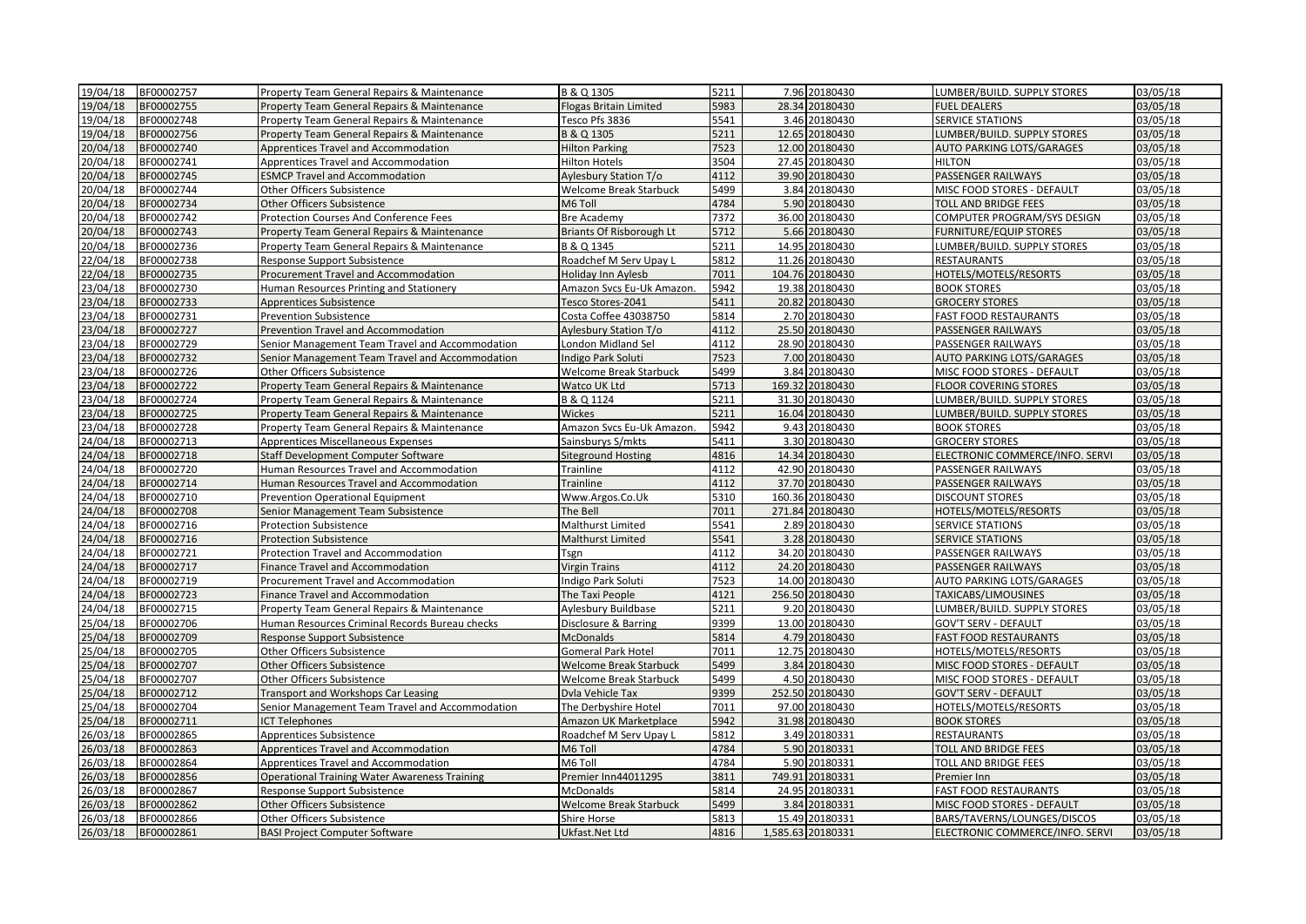| 19/04/18 | BF00002757 | Property Team General Repairs & Maintenance | B & Q 1305 | 5211 | 7.96 | 20180430 | LUMBER/BUILD. SUPPLY STORES | 03/05/18 |
|---|---|---|---|---|---|---|---|---|
| 19/04/18 | BF00002755 | Property Team General Repairs & Maintenance | Flogas Britain Limited | 5983 | 28.34 | 20180430 | FUEL DEALERS | 03/05/18 |
| 19/04/18 | BF00002748 | Property Team General Repairs & Maintenance | Tesco Pfs 3836 | 5541 | 3.46 | 20180430 | SERVICE STATIONS | 03/05/18 |
| 19/04/18 | BF00002756 | Property Team General Repairs & Maintenance | B & Q 1305 | 5211 | 12.65 | 20180430 | LUMBER/BUILD. SUPPLY STORES | 03/05/18 |
| 20/04/18 | BF00002740 | Apprentices Travel and Accommodation | Hilton Parking | 7523 | 12.00 | 20180430 | AUTO PARKING LOTS/GARAGES | 03/05/18 |
| 20/04/18 | BF00002741 | Apprentices Travel and Accommodation | Hilton Hotels | 3504 | 27.45 | 20180430 | HILTON | 03/05/18 |
| 20/04/18 | BF00002745 | ESMCP Travel and Accommodation | Aylesbury Station T/o | 4112 | 39.90 | 20180430 | PASSENGER RAILWAYS | 03/05/18 |
| 20/04/18 | BF00002744 | Other Officers Subsistence | Welcome Break Starbuck | 5499 | 3.84 | 20180430 | MISC FOOD STORES - DEFAULT | 03/05/18 |
| 20/04/18 | BF00002734 | Other Officers Subsistence | M6 Toll | 4784 | 5.90 | 20180430 | TOLL AND BRIDGE FEES | 03/05/18 |
| 20/04/18 | BF00002742 | Protection Courses And Conference Fees | Bre Academy | 7372 | 36.00 | 20180430 | COMPUTER PROGRAM/SYS DESIGN | 03/05/18 |
| 20/04/18 | BF00002743 | Property Team General Repairs & Maintenance | Briants Of Risborough Lt | 5712 | 5.66 | 20180430 | FURNITURE/EQUIP STORES | 03/05/18 |
| 20/04/18 | BF00002736 | Property Team General Repairs & Maintenance | B & Q 1345 | 5211 | 14.95 | 20180430 | LUMBER/BUILD. SUPPLY STORES | 03/05/18 |
| 22/04/18 | BF00002738 | Response Support Subsistence | Roadchef M Serv Upay L | 5812 | 11.26 | 20180430 | RESTAURANTS | 03/05/18 |
| 22/04/18 | BF00002735 | Procurement Travel and Accommodation | Holiday Inn Aylesb | 7011 | 104.76 | 20180430 | HOTELS/MOTELS/RESORTS | 03/05/18 |
| 23/04/18 | BF00002730 | Human Resources Printing and Stationery | Amazon Svcs Eu-Uk Amazon. | 5942 | 19.38 | 20180430 | BOOK STORES | 03/05/18 |
| 23/04/18 | BF00002733 | Apprentices Subsistence | Tesco Stores-2041 | 5411 | 20.82 | 20180430 | GROCERY STORES | 03/05/18 |
| 23/04/18 | BF00002731 | Prevention Subsistence | Costa Coffee 43038750 | 5814 | 2.70 | 20180430 | FAST FOOD RESTAURANTS | 03/05/18 |
| 23/04/18 | BF00002727 | Prevention Travel and Accommodation | Aylesbury Station T/o | 4112 | 25.50 | 20180430 | PASSENGER RAILWAYS | 03/05/18 |
| 23/04/18 | BF00002729 | Senior Management Team Travel and Accommodation | London Midland Sel | 4112 | 28.90 | 20180430 | PASSENGER RAILWAYS | 03/05/18 |
| 23/04/18 | BF00002732 | Senior Management Team Travel and Accommodation | Indigo Park Soluti | 7523 | 7.00 | 20180430 | AUTO PARKING LOTS/GARAGES | 03/05/18 |
| 23/04/18 | BF00002726 | Other Officers Subsistence | Welcome Break Starbuck | 5499 | 3.84 | 20180430 | MISC FOOD STORES - DEFAULT | 03/05/18 |
| 23/04/18 | BF00002722 | Property Team General Repairs & Maintenance | Watco UK Ltd | 5713 | 169.32 | 20180430 | FLOOR COVERING STORES | 03/05/18 |
| 23/04/18 | BF00002724 | Property Team General Repairs & Maintenance | B & Q 1124 | 5211 | 31.30 | 20180430 | LUMBER/BUILD. SUPPLY STORES | 03/05/18 |
| 23/04/18 | BF00002725 | Property Team General Repairs & Maintenance | Wickes | 5211 | 16.04 | 20180430 | LUMBER/BUILD. SUPPLY STORES | 03/05/18 |
| 23/04/18 | BF00002728 | Property Team General Repairs & Maintenance | Amazon Svcs Eu-Uk Amazon. | 5942 | 9.43 | 20180430 | BOOK STORES | 03/05/18 |
| 24/04/18 | BF00002713 | Apprentices Miscellaneous Expenses | Sainsburys S/mkts | 5411 | 3.30 | 20180430 | GROCERY STORES | 03/05/18 |
| 24/04/18 | BF00002718 | Staff Development Computer Software | Siteground Hosting | 4816 | 14.34 | 20180430 | ELECTRONIC COMMERCE/INFO. SERVI | 03/05/18 |
| 24/04/18 | BF00002720 | Human Resources Travel and Accommodation | Trainline | 4112 | 42.90 | 20180430 | PASSENGER RAILWAYS | 03/05/18 |
| 24/04/18 | BF00002714 | Human Resources Travel and Accommodation | Trainline | 4112 | 37.70 | 20180430 | PASSENGER RAILWAYS | 03/05/18 |
| 24/04/18 | BF00002710 | Prevention Operational Equipment | Www.Argos.Co.Uk | 5310 | 160.36 | 20180430 | DISCOUNT STORES | 03/05/18 |
| 24/04/18 | BF00002708 | Senior Management Team Subsistence | The Bell | 7011 | 271.84 | 20180430 | HOTELS/MOTELS/RESORTS | 03/05/18 |
| 24/04/18 | BF00002716 | Protection Subsistence | Malthurst Limited | 5541 | 2.89 | 20180430 | SERVICE STATIONS | 03/05/18 |
| 24/04/18 | BF00002716 | Protection Subsistence | Malthurst Limited | 5541 | 3.28 | 20180430 | SERVICE STATIONS | 03/05/18 |
| 24/04/18 | BF00002721 | Protection Travel and Accommodation | Tsgn | 4112 | 34.20 | 20180430 | PASSENGER RAILWAYS | 03/05/18 |
| 24/04/18 | BF00002717 | Finance Travel and Accommodation | Virgin Trains | 4112 | 24.20 | 20180430 | PASSENGER RAILWAYS | 03/05/18 |
| 24/04/18 | BF00002719 | Procurement Travel and Accommodation | Indigo Park Soluti | 7523 | 14.00 | 20180430 | AUTO PARKING LOTS/GARAGES | 03/05/18 |
| 24/04/18 | BF00002723 | Finance Travel and Accommodation | The Taxi People | 4121 | 256.50 | 20180430 | TAXICABS/LIMOUSINES | 03/05/18 |
| 24/04/18 | BF00002715 | Property Team General Repairs & Maintenance | Aylesbury Buildbase | 5211 | 9.20 | 20180430 | LUMBER/BUILD. SUPPLY STORES | 03/05/18 |
| 25/04/18 | BF00002706 | Human Resources Criminal Records Bureau checks | Disclosure & Barring | 9399 | 13.00 | 20180430 | GOV'T SERV - DEFAULT | 03/05/18 |
| 25/04/18 | BF00002709 | Response Support Subsistence | McDonalds | 5814 | 4.79 | 20180430 | FAST FOOD RESTAURANTS | 03/05/18 |
| 25/04/18 | BF00002705 | Other Officers Subsistence | Gomeral Park Hotel | 7011 | 12.75 | 20180430 | HOTELS/MOTELS/RESORTS | 03/05/18 |
| 25/04/18 | BF00002707 | Other Officers Subsistence | Welcome Break Starbuck | 5499 | 3.84 | 20180430 | MISC FOOD STORES - DEFAULT | 03/05/18 |
| 25/04/18 | BF00002707 | Other Officers Subsistence | Welcome Break Starbuck | 5499 | 4.50 | 20180430 | MISC FOOD STORES - DEFAULT | 03/05/18 |
| 25/04/18 | BF00002712 | Transport and Workshops Car Leasing | Dvla Vehicle Tax | 9399 | 252.50 | 20180430 | GOV'T SERV - DEFAULT | 03/05/18 |
| 25/04/18 | BF00002704 | Senior Management Team Travel and Accommodation | The Derbyshire Hotel | 7011 | 97.00 | 20180430 | HOTELS/MOTELS/RESORTS | 03/05/18 |
| 25/04/18 | BF00002711 | ICT Telephones | Amazon UK Marketplace | 5942 | 31.98 | 20180430 | BOOK STORES | 03/05/18 |
| 26/03/18 | BF00002865 | Apprentices Subsistence | Roadchef M Serv Upay L | 5812 | 3.49 | 20180331 | RESTAURANTS | 03/05/18 |
| 26/03/18 | BF00002863 | Apprentices Travel and Accommodation | M6 Toll | 4784 | 5.90 | 20180331 | TOLL AND BRIDGE FEES | 03/05/18 |
| 26/03/18 | BF00002864 | Apprentices Travel and Accommodation | M6 Toll | 4784 | 5.90 | 20180331 | TOLL AND BRIDGE FEES | 03/05/18 |
| 26/03/18 | BF00002856 | Operational Training Water Awareness Training | Premier Inn44011295 | 3811 | 749.91 | 20180331 | Premier Inn | 03/05/18 |
| 26/03/18 | BF00002867 | Response Support Subsistence | McDonalds | 5814 | 24.95 | 20180331 | FAST FOOD RESTAURANTS | 03/05/18 |
| 26/03/18 | BF00002862 | Other Officers Subsistence | Welcome Break Starbuck | 5499 | 3.84 | 20180331 | MISC FOOD STORES - DEFAULT | 03/05/18 |
| 26/03/18 | BF00002866 | Other Officers Subsistence | Shire Horse | 5813 | 15.49 | 20180331 | BARS/TAVERNS/LOUNGES/DISCOS | 03/05/18 |
| 26/03/18 | BF00002861 | BASI Project Computer Software | Ukfast.Net Ltd | 4816 | 1,585.63 | 20180331 | ELECTRONIC COMMERCE/INFO. SERVI | 03/05/18 |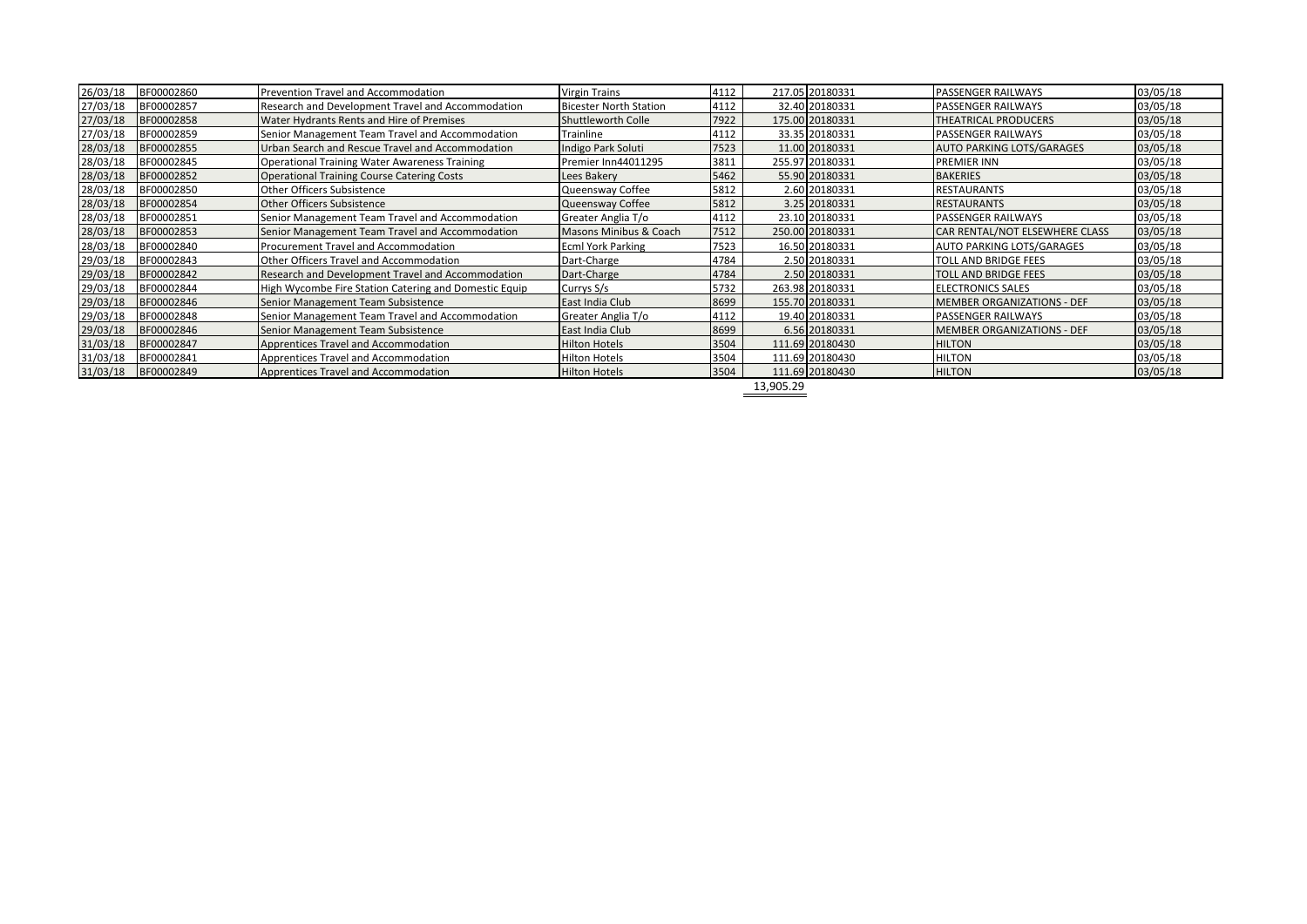| | | | | | | | | |
|---|---|---|---|---|---|---|---|---|
| 26/03/18 | BF00002860 | Prevention Travel and Accommodation | Virgin Trains | 4112 | 217.05 | 20180331 | PASSENGER RAILWAYS | 03/05/18 |
| 27/03/18 | BF00002857 | Research and Development Travel and Accommodation | Bicester North Station | 4112 | 32.40 | 20180331 | PASSENGER RAILWAYS | 03/05/18 |
| 27/03/18 | BF00002858 | Water Hydrants Rents and Hire of Premises | Shuttleworth Colle | 7922 | 175.00 | 20180331 | THEATRICAL PRODUCERS | 03/05/18 |
| 27/03/18 | BF00002859 | Senior Management Team Travel and Accommodation | Trainline | 4112 | 33.35 | 20180331 | PASSENGER RAILWAYS | 03/05/18 |
| 28/03/18 | BF00002855 | Urban Search and Rescue Travel and Accommodation | Indigo Park Soluti | 7523 | 11.00 | 20180331 | AUTO PARKING LOTS/GARAGES | 03/05/18 |
| 28/03/18 | BF00002845 | Operational Training Water Awareness Training | Premier Inn44011295 | 3811 | 255.97 | 20180331 | PREMIER INN | 03/05/18 |
| 28/03/18 | BF00002852 | Operational Training Course Catering Costs | Lees Bakery | 5462 | 55.90 | 20180331 | BAKERIES | 03/05/18 |
| 28/03/18 | BF00002850 | Other Officers Subsistence | Queensway Coffee | 5812 | 2.60 | 20180331 | RESTAURANTS | 03/05/18 |
| 28/03/18 | BF00002854 | Other Officers Subsistence | Queensway Coffee | 5812 | 3.25 | 20180331 | RESTAURANTS | 03/05/18 |
| 28/03/18 | BF00002851 | Senior Management Team Travel and Accommodation | Greater Anglia T/o | 4112 | 23.10 | 20180331 | PASSENGER RAILWAYS | 03/05/18 |
| 28/03/18 | BF00002853 | Senior Management Team Travel and Accommodation | Masons Minibus & Coach | 7512 | 250.00 | 20180331 | CAR RENTAL/NOT ELSEWHERE CLASS | 03/05/18 |
| 28/03/18 | BF00002840 | Procurement Travel and Accommodation | Ecml York Parking | 7523 | 16.50 | 20180331 | AUTO PARKING LOTS/GARAGES | 03/05/18 |
| 29/03/18 | BF00002843 | Other Officers Travel and Accommodation | Dart-Charge | 4784 | 2.50 | 20180331 | TOLL AND BRIDGE FEES | 03/05/18 |
| 29/03/18 | BF00002842 | Research and Development Travel and Accommodation | Dart-Charge | 4784 | 2.50 | 20180331 | TOLL AND BRIDGE FEES | 03/05/18 |
| 29/03/18 | BF00002844 | High Wycombe Fire Station Catering and Domestic Equip | Currys S/s | 5732 | 263.98 | 20180331 | ELECTRONICS SALES | 03/05/18 |
| 29/03/18 | BF00002846 | Senior Management Team Subsistence | East India Club | 8699 | 155.70 | 20180331 | MEMBER ORGANIZATIONS - DEF | 03/05/18 |
| 29/03/18 | BF00002848 | Senior Management Team Travel and Accommodation | Greater Anglia T/o | 4112 | 19.40 | 20180331 | PASSENGER RAILWAYS | 03/05/18 |
| 29/03/18 | BF00002846 | Senior Management Team Subsistence | East India Club | 8699 | 6.56 | 20180331 | MEMBER ORGANIZATIONS - DEF | 03/05/18 |
| 31/03/18 | BF00002847 | Apprentices Travel and Accommodation | Hilton Hotels | 3504 | 111.69 | 20180430 | HILTON | 03/05/18 |
| 31/03/18 | BF00002841 | Apprentices Travel and Accommodation | Hilton Hotels | 3504 | 111.69 | 20180430 | HILTON | 03/05/18 |
| 31/03/18 | BF00002849 | Apprentices Travel and Accommodation | Hilton Hotels | 3504 | 111.69 | 20180430 | HILTON | 03/05/18 |
| | | | | | 13,905.29 | | | |